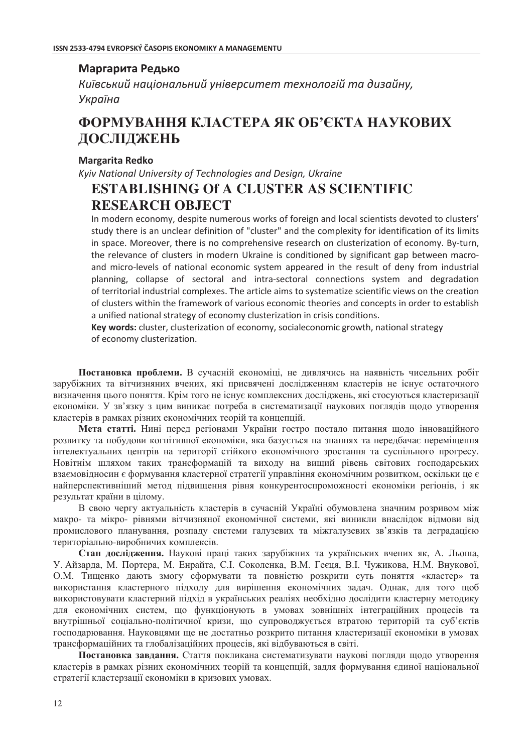**Маргарита Редько**

*Київський національний університет технологій та дизайну, Україна*

# ФОРМУВАННЯ КЛАСТЕРА ЯК ОБ'ЄКТА НАУКОВИХ ДОСЛІДЖЕНЬ

**Margarita Redko**

*Kyiv National University of Technologies and Design, Ukraine*

# ESTABLISHING Of A CLUSTER AS SCIENTIFIC RESEARCH OBJECT

In modern economy, despite numerous works of foreign and local scientists devoted to clusters' study there is an unclear definition of "cluster" and the complexity for identification of its limits in space. Moreover, there is no comprehensive research on clusterization of economy. By-turn, the relevance of clusters in modern Ukraine is conditioned by significant gap between macro- and micro-levels of national economic system appeared in the result of deny from industrial planning, collapse of sectoral and intra-sectoral connections system and degradation of territorial industrial complexes. The article aims to systematize scientific views on the creation of clusters within the framework of various economic theories and concepts in order to establish a unified national strategy of economy clusterization in crisis conditions.

**Key words:** cluster, clusterization of economy, socialeconomic growth, national strategy of economy clusterization.

**Постановка проблеми.** В сучасній економіці, не дивлячись на наявність чисельних робіт зарубіжних та вітчизняних вчених, які присвячені дослідженням кластерів не існує остаточного визначення цього поняття. Крім того не існує комплексних досліджень, які стосуються кластеризації економіки. У зв'язку з цим виникає потреба в систематизації наукових поглядів щодо утворення кластерів в рамках різних економічних теорій та концепцій.

**Мета статті.** Нині перед регіонами України гостро постало питання щодо інноваційного розвитку та побудови когнітивної економіки, яка базується на знаннях та передбачає переміщення інтелектуальних центрів на території стійкого економічного зростання та суспільного прогресу. Новітнім шляхом таких трансформацій та виходу на вищий рівень світових господарських взаємовідносин є формування кластерної стратегії управління економічним розвитком, оскільки це є найперспективніший метод підвищення рівня конкурентоспроможності економіки регіонів, і як результат країни в цілому.

В свою чергу актуальність кластерів в сучасній Україні обумовлена значним розривом між макро- та мікро- рівнями вітчизняної економічної системи, які виникли внаслідок відмови від промислового планування, розпаду системи галузевих та міжгалузевих зв'язків та деградацією територіально-виробничих комплексів.

**Стан дослідження.** Наукові праці таких зарубіжних та українських вчених як, А. Льоша, У. Айзарда, М. Портера, М. Енрайта, С.І. Соколенка, В.М. Геєця, В.І. Чужикова, Н.М. Внукової, О.М. Тищенко дають змогу сформувати та повністю розкрити суть поняття «кластер» та використання кластерного підходу для вирішення економічних задач. Однак, для того щоб використовувати кластерний підхід в українських реаліях необхідно дослідити кластерну методику для економічних систем, що функціонують в умовах зовнішніх інтеграційних процесів та внутрішньої соціально-політичної кризи, що супроводжується втратою територій та суб'єктів господарювання. Науковцями ще не достатньо розкрито питання кластеризації економіки в умовах трансформаційних та глобалізаційних процесів, які відбуваються в світі.

**Постановка завдання.** Стаття покликана систематизувати наукові погляди щодо утворення кластерів в рамках різних економічних теорій та концепцій, задля формування єдиної національної стратегії кластерзації економіки в кризових умовах.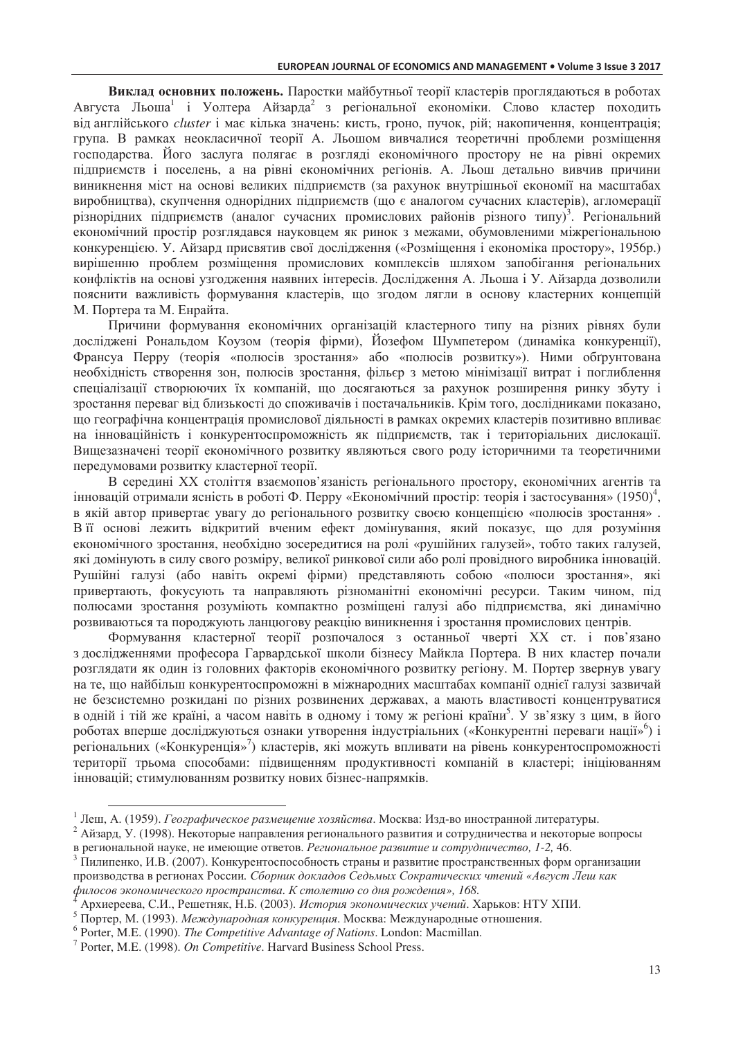**Виклад основних положень.** Паростки майбутньої теорії кластерів проглядаються в роботах Августа Льоша[1] і Уолтера Айзарда[2] з регіональної економіки. Слово кластер походить від англійського *cluster* і має кілька значень: кисть, гроно, пучок, рій; накопичення, концентрація; група. В рамках неокласичної теорії А. Льошом вивчалися теоретичні проблеми розміщення господарства. Його заслуга полягає в розгляді економічного простору не на рівні окремих підприємств і поселень, а на рівні економічних регіонів. А. Льош детально вивчив причини виникнення міст на основі великих підприємств (за рахунок внутрішньої економії на масштабах виробництва), скупчення однорідних підприємств (що є аналогом сучасних кластерів), агломерації різнорідних підприємств (аналог сучасних промислових районів різного типу)[3]. Регіональний економічний простір розглядався науковцем як ринок з межами, обумовленими міжрегіональною конкуренцією. У. Айзард присвятив свої дослідження («Розміщення і економіка простору», 1956р.) вирішенню проблем розміщення промислових комплексів шляхом запобігання регіональних конфліктів на основі узгодження наявних інтересів. Дослідження А. Льоша і У. Айзарда дозволили пояснити важливість формування кластерів, що згодом лягли в основу кластерних концепцій М. Портера та М. Енрайта.

Причини формування економічних організацій кластерного типу на різних рівнях були досліджені Рональдом Коузом (теорія фірми), Йозефом Шумпетером (динаміка конкуренції), Франсуа Перру (теорія «полюсів зростання» або «полюсів розвитку»). Ними обґрунтована необхідність створення зон, полюсів зростання, фільєр з метою мінімізації витрат і поглиблення спеціалізації створюючих їх компаній, що досягаються за рахунок розширення ринку збуту і зростання переваг від близькості до споживачів і постачальників. Крім того, дослідниками показано, що географічна концентрація промислової діяльності в рамках окремих кластерів позитивно впливає на інноваційність і конкурентоспроможність як підприємств, так і територіальних дислокації. Вищезазначені теорії економічного розвитку являються свого роду історичними та теоретичними передумовами розвитку кластерної теорії.

В середині XX століття взаємопов'язаність регіонального простору, економічних агентів та інновацій отримали ясність в роботі Ф. Перру «Економічний простір: теорія і застосування» (1950)[4], в якій автор привертає увагу до регіонального розвитку своєю концепцією «полюсів зростання» . В її основі лежить відкритий вченим ефект домінування, який показує, що для розуміння економічного зростання, необхідно зосередитися на ролі «рушійних галузей», тобто таких галузей, які домінують в силу свого розміру, великої ринкової сили або ролі провідного виробника інновацій. Рушійні галузі (або навіть окремі фірми) представляють собою «полюси зростання», які привертають, фокусують та направляють різноманітні економічні ресурси. Таким чином, під полюсами зростання розуміють компактно розміщені галузі або підприємства, які динамічно розвиваються та породжують ланцюгову реакцію виникнення і зростання промислових центрів.

Формування кластерної теорії розпочалося з останньої чверті XX ст. і пов'язано з дослідженнями професора Гарвардської школи бізнесу Майкла Портера. В них кластер почали розглядати як один із головних факторів економічного розвитку регіону. М. Портер звернув увагу на те, що найбільш конкурентоспроможні в міжнародних масштабах компанії однієї галузі зазвичай не безсистемно розкидані по різних розвинених державах, а мають властивості концентруватися в одній і тій же країні, а часом навіть в одному і тому ж регіоні країни[5]. У зв'язку з цим, в його роботах вперше досліджуються ознаки утворення індустріальних («Конкурентні переваги нації»[6]) і регіональних («Конкуренція»[7]) кластерів, які можуть впливати на рівень конкурентоспроможності території трьома способами: підвищенням продуктивності компаній в кластері; ініціюванням інновацій; стимулюванням розвитку нових бізнес-напрямків.

---

[1] Леш, А. (1959). *Географическое размещение хозяйства*. Москва: Изд-во иностранной литературы.

[2] Айзард, У. (1998). Некоторые направления регионального развития и сотрудничества и некоторые вопросы в региональной науке, не имеющие ответов. *Региональное развитие и сотрудничество, 1-2,* 46.

[3] Пилипенко, И.В. (2007). Конкурентоспособность страны и развитие пространственных форм организации производства в регионах России. *Сборник докладов Седьмых Сократических чтений «Август Леш как философ экономического пространства. К столетию со дня рождения», 168.*

[4] Архиереева, С.И., Решетняк, Н.Б. (2003). *История экономических учений*. Харьков: НТУ ХПИ.

[5] Портер, М. (1993). *Международная конкуренция*. Москва: Международные отношения.

[6] Porter, M.E. (1990). *The Competitive Advantage of Nations*. London: Macmillan.

[7] Porter, M.E. (1998). *On Competitive*. Harvard Business School Press.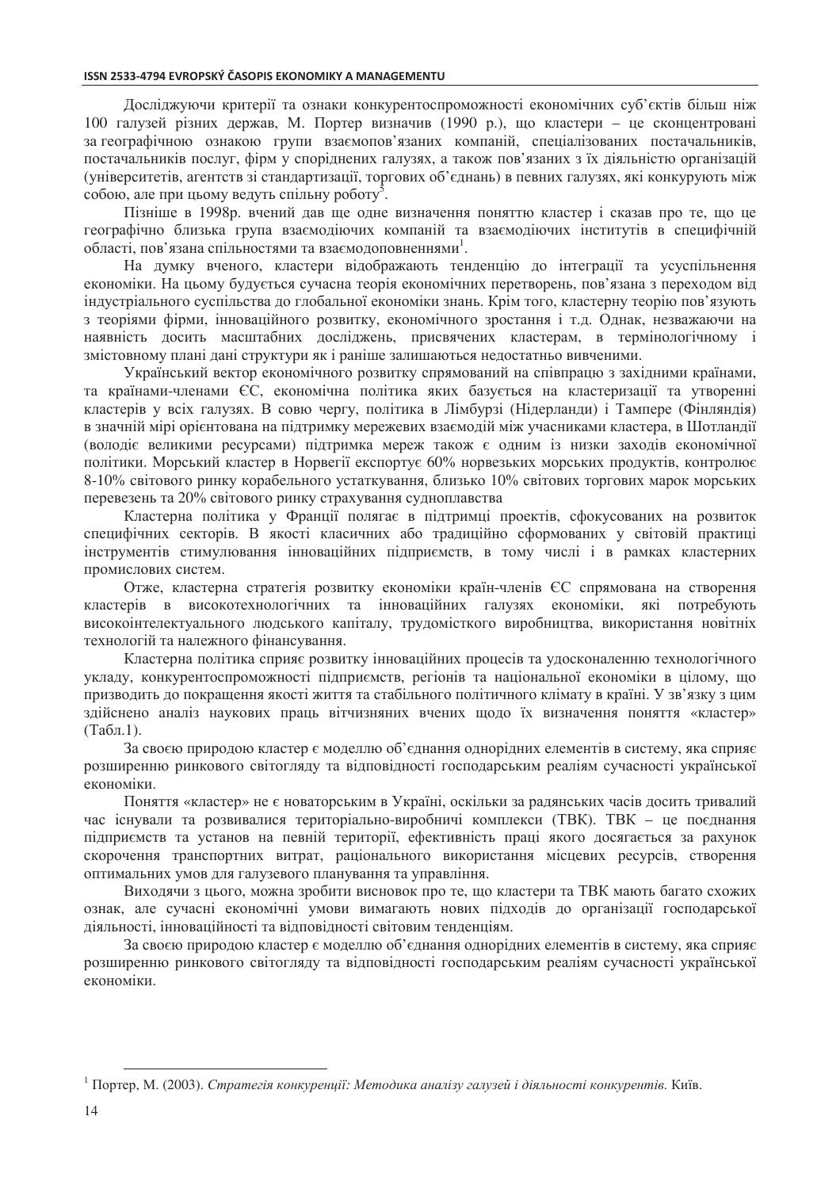Досліджуючи критерії та ознаки конкурентоспроможності економічних суб'єктів більш ніж 100 галузей різних держав, М. Портер визначив (1990 р.), що кластери – це сконцентровані за географічною ознакою групи взаємопов'язаних компаній, спеціалізованих постачальників, постачальників послуг, фірм у споріднених галузях, а також пов'язаних з їх діяльністю організацій (університетів, агентств зі стандартизації, торгових об'єднань) в певних галузях, які конкурують між собою, але при цьому ведуть спільну роботу[5].

Пізніше в 1998р. вчений дав ще одне визначення поняттю кластер і сказав про те, що це географічно близька група взаємодіючих компаній та взаємодіючих інститутів в специфічній області, пов'язана спільностями та взаємодоповненнями[1].

На думку вченого, кластери відображають тенденцію до інтеграції та усуспільнення економіки. На цьому будується сучасна теорія економічних перетворень, пов'язана з переходом від індустріального суспільства до глобальної економіки знань. Крім того, кластерну теорію пов'язують з теоріями фірми, інноваційного розвитку, економічного зростання і т.д. Однак, незважаючи на наявність досить масштабних досліджень, присвячених кластерам, в термінологічному і змістовному плані дані структури як і раніше залишаються недостатньо вивченими.

Український вектор економічного розвитку спрямований на співпрацю з західними країнами, та країнами-членами ЄС, економічна політика яких базується на кластеризації та утворенні кластерів у всіх галузях. В свою чергу, політика в Лімбурзі (Нідерланди) і Тампере (Фінляндія) в значній мірі орієнтована на підтримку мережевих взаємодій між учасниками кластера, в Шотландії (володіє великими ресурсами) підтримка мереж також є одним із низки заходів економічної політики. Морський кластер в Норвегії експортує 60% норвезьких морських продуктів, контролює 8-10% світового ринку корабельного устаткування, близько 10% світових торгових марок морських перевезень та 20% світового ринку страхування судноплавства

Кластерна політика у Франції полягає в підтримці проектів, сфокусованих на розвиток специфічних секторів. В якості класичних або традиційно сформованих у світовій практиці інструментів стимулювання інноваційних підприємств, в тому числі і в рамках кластерних промислових систем.

Отже, кластерна стратегія розвитку економіки країн-членів ЄС спрямована на створення кластерів в високотехнологічних та інноваційних галузях економіки, які потребують високоінтелектуального людського капіталу, трудомісткого виробництва, використання новітніх технологій та належного фінансування.

Кластерна політика сприяє розвитку інноваційних процесів та удосконаленню технологічного укладу, конкурентоспроможності підприємств, регіонів та національної економіки в цілому, що призводить до покращення якості життя та стабільного політичного клімату в країні. У зв'язку з цим здійснено аналіз наукових праць вітчизняних вчених щодо їх визначення поняття «кластер» (Табл.1).

За своєю природою кластер є моделлю об'єднання однорідних елементів в систему, яка сприяє розширенню ринкового світогляду та відповідності господарським реаліям сучасності української економіки.

Поняття «кластер» не є новаторським в Україні, оскільки за радянських часів досить тривалий час існували та розвивалися територіально-виробничі комплекси (ТВК). ТВК – це поєднання підприємств та установ на певній території, ефективність праці якого досягається за рахунок скорочення транспортних витрат, раціонального використання місцевих ресурсів, створення оптимальних умов для галузевого планування та управління.

Виходячи з цього, можна зробити висновок про те, що кластери та ТВК мають багато схожих ознак, але сучасні економічні умови вимагають нових підходів до організації господарської діяльності, інноваційності та відповідності світовим тенденціям.

За своєю природою кластер є моделлю об'єднання однорідних елементів в систему, яка сприяє розширенню ринкового світогляду та відповідності господарським реаліям сучасності української економіки.

---

[1] Портер, М. (2003). *Стратегія конкуренції: Методика аналізу галузей і діяльності конкурентів.* Київ.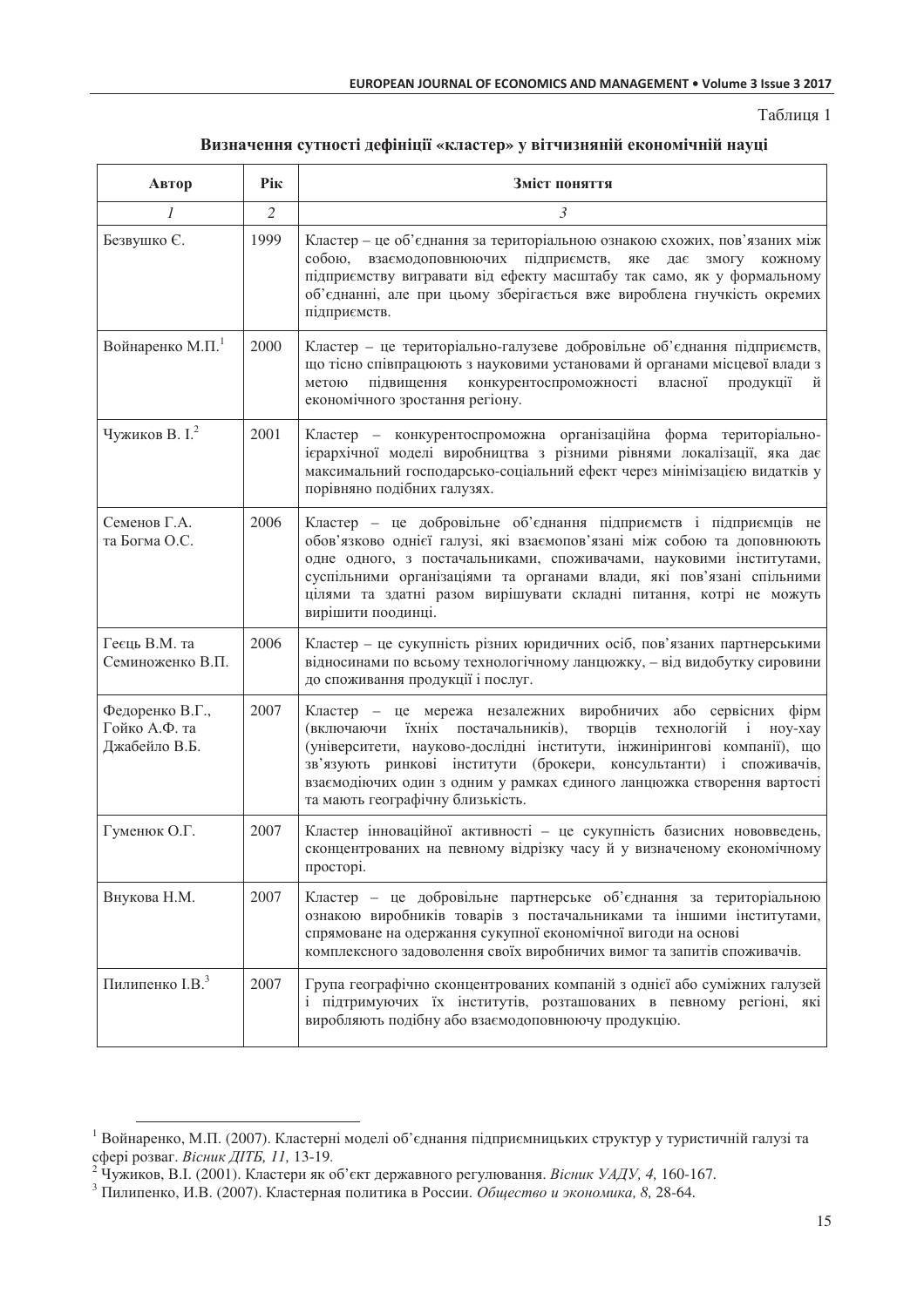Таблиця 1

**Визначення сутності дефініції «кластер» у вітчизняній економічній науці**

| Автор | Рік | Зміст поняття |
|---|---|---|
| *1* | *2* | *3* |
| Безвушко Є. | 1999 | Кластер – це об'єднання за територіальною ознакою схожих, пов'язаних між собою, взаємодоповнюючих підприємств, яке дає змогу кожному підприємству вигравати від ефекту масштабу так само, як у формальному об'єднанні, але при цьому зберігається вже вироблена гнучкість окремих підприємств. |
| Войнаренко М.П.[1] | 2000 | Кластер – це територіально-галузеве добровільне об'єднання підприємств, що тісно співпрацюють з науковими установами й органами місцевої влади з метою підвищення конкурентоспроможності власної продукції й економічного зростання регіону. |
| Чужиков В. І.[2] | 2001 | Кластер – конкурентоспроможна організаційна форма територіально-ієрархічної моделі виробництва з різними рівнями локалізації, яка дає максимальний господарсько-соціальний ефект через мінімізацією видатків у порівняно подібних галузях. |
| Семенов Г.А. та Богма О.С. | 2006 | Кластер – це добровільне об'єднання підприємств і підприємців не обов'язково однієї галузі, які взаємопов'язані між собою та доповнюють одне одного, з постачальниками, споживачами, науковими інститутами, суспільними організаціями та органами влади, які пов'язані спільними цілями та здатні разом вирішувати складні питання, котрі не можуть вирішити поодинці. |
| Геєць В.М. та Семиноженко В.П. | 2006 | Кластер – це сукупність різних юридичних осіб, пов'язаних партнерськими відносинами по всьому технологічному ланцюжку, – від видобутку сировини до споживання продукції і послуг. |
| Федоренко В.Г., Гойко А.Ф. та Джабейло В.Б. | 2007 | Кластер – це мережа незалежних виробничих або сервісних фірм (включаючи їхніх постачальників), творців технологій і ноу-хау (університети, науково-дослідні інститути, інжинірингові компанії), що зв'язують ринкові інститути (брокери, консультанти) і споживачів, взаємодіючих один з одним у рамках єдиного ланцюжка створення вартості та мають географічну близькість. |
| Гуменюк О.Г. | 2007 | Кластер інноваційної активності – це сукупність базисних нововведень, сконцентрованих на певному відрізку часу й у визначеному економічному просторі. |
| Внукова Н.М. | 2007 | Кластер – це добровільне партнерське об'єднання за територіальною ознакою виробників товарів з постачальниками та іншими інститутами, спрямоване на одержання сукупної економічної вигоди на основі комплексного задоволення своїх виробничих вимог та запитів споживачів. |
| Пилипенко І.В.[3] | 2007 | Група географічно сконцентрованих компаній з однієї або суміжних галузей і підтримуючих їх інститутів, розташованих в певному регіоні, які виробляють подібну або взаємодоповнюючу продукцію. |

[1] Войнаренко, М.П. (2007). Кластерні моделі об'єднання підприємницьких структур у туристичній галузі та сфері розваг. *Вісник ДІТБ, 11,* 13-19.

[2] Чужиков, В.І. (2001). Кластери як об'єкт державного регулювання. *Вісник УАДУ, 4,* 160-167.

[3] Пилипенко, И.В. (2007). Кластерная политика в России. *Общество и экономика, 8,* 28-64.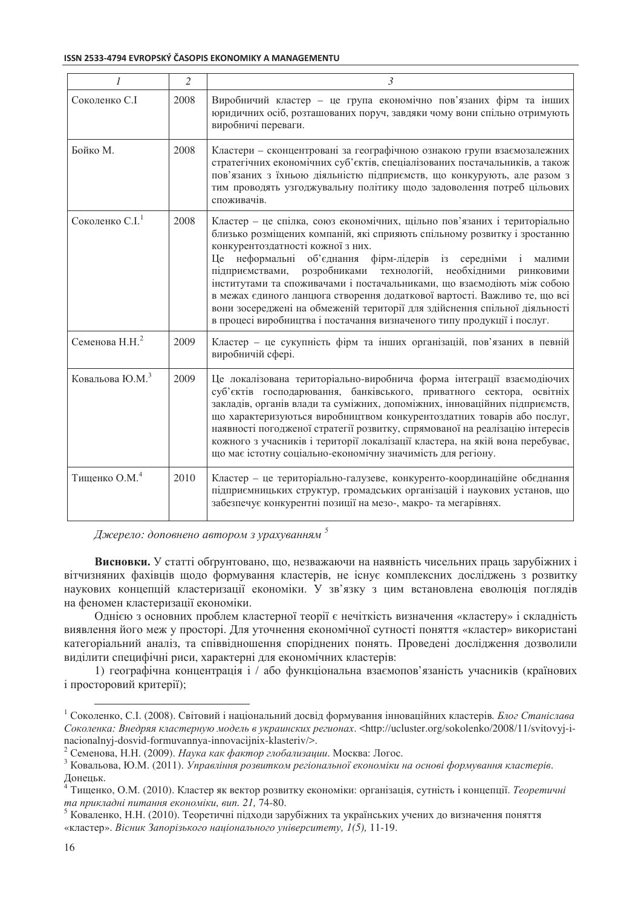| 1 | 2 | 3 |
|---|---|---|
| Соколенко С.І | 2008 | Виробничий кластер – це група економічно пов'язаних фірм та інших юридичних осіб, розташованих поруч, завдяки чому вони спільно отримують виробничі переваги. |
| Бойко М. | 2008 | Кластери – сконцентровані за географічною ознакою групи взаємозалежних стратегічних економічних суб'єктів, спеціалізованих постачальників, а також пов'язаних з їхньою діяльністю підприємств, що конкурують, але разом з тим проводять узгоджувальну політику щодо задоволення потреб цільових споживачів. |
| Соколенко С.І.[1] | 2008 | Кластер – це спілка, союз економічних, щільно пов'язаних і територіально близько розміщених компаній, які сприяють спільному розвитку і зростанню конкурентоздатності кожної з них. Це неформальні об'єднання фірм-лідерів із середніми і малими підприємствами, розробниками технологій, необхідними ринковими інститутами та споживачами і постачальниками, що взаємодіють між собою в межах єдиного ланцюга створення додаткової вартості. Важливо те, що всі вони зосереджені на обмеженій території для здійснення спільної діяльності в процесі виробництва і постачання визначеного типу продукції і послуг. |
| Семенова Н.Н.[2] | 2009 | Кластер – це сукупність фірм та інших організацій, пов'язаних в певній виробничій сфері. |
| Ковальова Ю.М.[3] | 2009 | Це локалізована територіально-виробнича форма інтеграції взаємодіючих суб'єктів господарювання, банківського, приватного сектора, освітніх закладів, органів влади та суміжних, допоміжних, інноваційних підприємств, що характеризуються виробництвом конкурентоздатних товарів або послуг, наявності погодженої стратегії розвитку, спрямованої на реалізацію інтересів кожного з учасників і території локалізації кластера, на якій вона перебуває, що має істотну соціально-економічну значимість для регіону. |
| Тищенко О.М.[4] | 2010 | Кластер – це територіально-галузеве, конкуренто-координаційне обєднання підприємницьких структур, громадських організацій і наукових установ, що забезпечує конкурентні позиції на мезо-, макро- та мегарівнях. |

*Джерело: доповнено автором з урахуванням [5]*

**Висновки.** У статті обґрунтовано, що, незважаючи на наявність чисельних праць зарубіжних і вітчизняних фахівців щодо формування кластерів, не існує комплексних досліджень з розвитку наукових концепцій кластеризації економіки. У зв'язку з цим встановлена еволюція поглядів на феномен кластеризації економіки.

Однією з основних проблем кластерної теорії є нечіткість визначення «кластеру» і складність виявлення його меж у просторі. Для уточнення економічної сутності поняття «кластер» використані категоріальний аналіз, та співвідношення споріднених понять. Проведені дослідження дозволили виділити специфічні риси, характерні для економічних кластерів:

1) географічна концентрація і / або функціональна взаємопов'язаність учасників (країнових і просторовий критерії);

---

[1] Соколенко, С.І. (2008). Світовий і національний досвід формування інноваційних кластерів. *Блог Станіслава Соколенка: Внедряя кластерную модель в украинских регионах*. <http://ucluster.org/sokolenko/2008/11/svitovyj-i-nacionalnyj-dosvid-formuvannya-innovacijnix-klasteriv/>.

[2] Семенова, Н.Н. (2009). *Наука как фактор глобализации*. Москва: Логос.

[3] Ковальова, Ю.М. (2011). *Управління розвитком регіональної економіки на основі формування кластерів*. Донецьк.

[4] Тищенко, О.М. (2010). Кластер як вектор розвитку економіки: організація, сутність і концепції. *Теоретичні та прикладні питання економіки, вип. 21,* 74-80.

[5] Коваленко, Н.Н. (2010). Теоретичні підходи зарубіжних та українських учених до визначення поняття «кластер». *Вісник Запорізького національного університету, 1(5),* 11-19.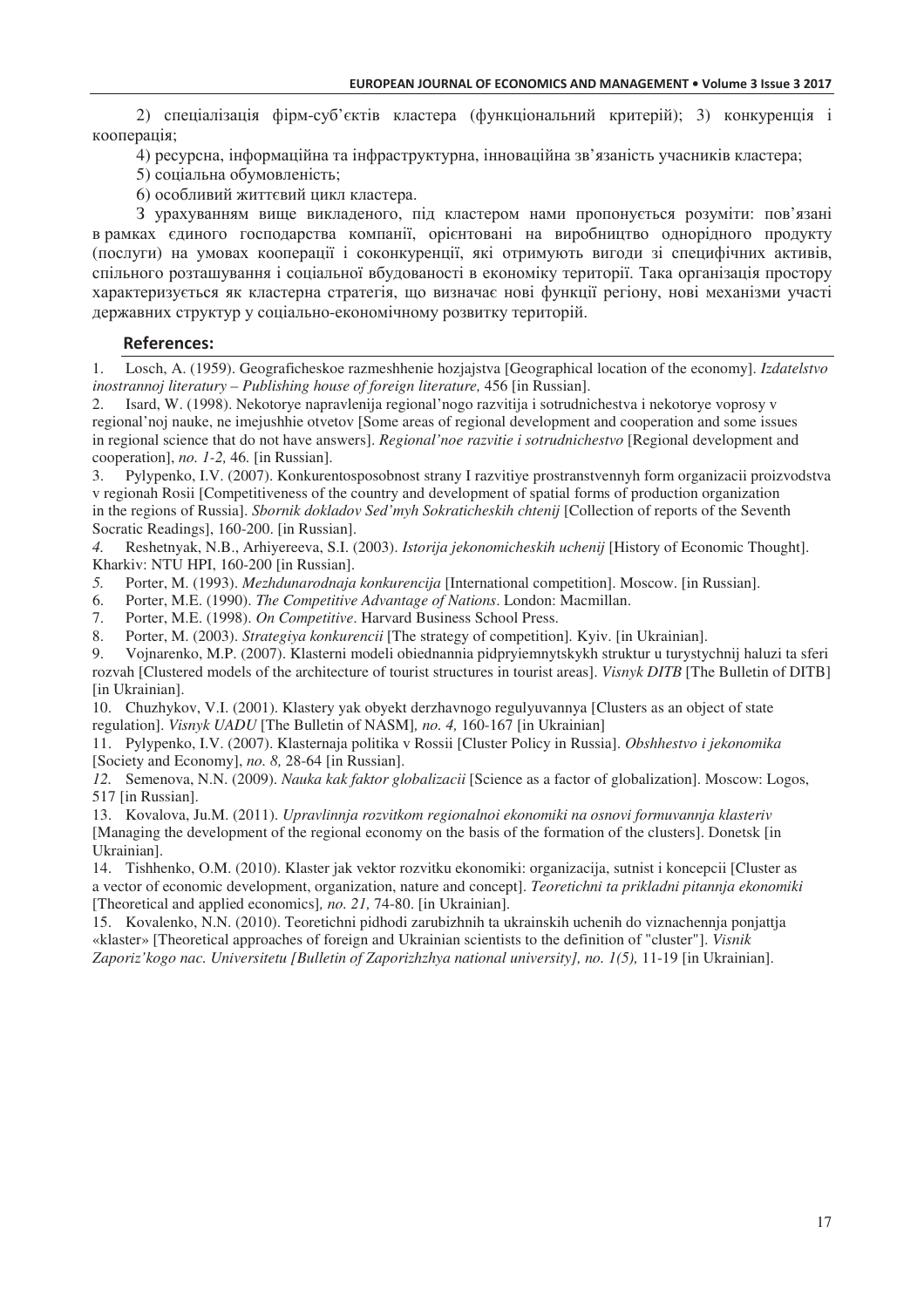2) спеціалізація фірм-суб'єктів кластера (функціональний критерій); 3) конкуренція і кооперація;

4) ресурсна, інформаційна та інфраструктурна, інноваційна зв'язаність учасників кластера;

5) соціальна обумовленість;

6) особливий життєвий цикл кластера.

З урахуванням вище викладеного, під кластером нами пропонується розуміти: пов'язані в рамках єдиного господарства компанії, орієнтовані на виробництво однорідного продукту (послуги) на умовах кооперації і соконкуренції, які отримують вигоди зі специфічних активів, спільного розташування і соціальної вбудованості в економіку території. Така організація простору характеризується як кластерна стратегія, що визначає нові функції регіону, нові механізми участі державних структур у соціально-економічному розвитку територій.

## References:

1. Losch, A. (1959). Geograficheskoe razmeshhenie hozjajstva [Geographical location of the economy]. *Izdatelstvo inostrannoj literatury – Publishing house of foreign literature,* 456 [in Russian].
2. Isard, W. (1998). Nekotorye napravlenija regional'nogo razvitija i sotrudnichestva i nekotorye voprosy v regional'noj nauke, ne imejushhie otvetov [Some areas of regional development and cooperation and some issues in regional science that do not have answers]. *Regional'noe razvitie i sotrudnichestvo* [Regional development and cooperation], *no. 1-2,* 46. [in Russian].
3. Pylypenko, I.V. (2007). Konkurentosposobnost strany I razvitiye prostranstvennyh form organizacii proizvodstva v regionah Rosii [Competitiveness of the country and development of spatial forms of production organization in the regions of Russia]. *Sbornik dokladov Sed'myh Sokraticheskih chtenij* [Collection of reports of the Seventh Socratic Readings], 160-200. [in Russian].
4. Reshetnyak, N.B., Arhiyereeva, S.I. (2003). *Istorija jekonomicheskih uchenij* [History of Economic Thought]. Kharkiv: NTU HPI, 160-200 [in Russian].
5. Porter, M. (1993). *Mezhdunarodnaja konkurencija* [International competition]. Moscow. [in Russian].
6. Porter, M.E. (1990). *The Competitive Advantage of Nations*. London: Macmillan.
7. Porter, M.E. (1998). *On Competitive*. Harvard Business School Press.
8. Porter, M. (2003). *Strategiya konkurencii* [The strategy of competition]. Kyiv. [in Ukrainian].
9. Vojnarenko, M.P. (2007). Klasterni modeli obiednannia pidpryiemnytskykh struktur u turystychnij haluzi ta sferi rozvah [Clustered models of the architecture of tourist structures in tourist areas]. *Visnyk DITB* [The Bulletin of DITB] [in Ukrainian].
10. Chuzhykov, V.I. (2001). Klastery yak obyekt derzhavnogo regulyuvannya [Clusters as an object of state regulation]. *Visnyk UADU* [The Bulletin of NASM]*, no. 4,* 160-167 [in Ukrainian]
11. Pylypenko, I.V. (2007). Klasternaja politika v Rossii [Cluster Policy in Russia]. *Obshhestvo i jekonomika* [Society and Economy], *no. 8,* 28-64 [in Russian].
12. Semenova, N.N. (2009). *Nauka kak faktor globalizacii* [Science as a factor of globalization]. Moscow: Logos, 517 [in Russian].
13. Kovalova, Ju.M. (2011). *Upravlinnja rozvitkom regionalnoi ekonomiki na osnovi formuvannja klasteriv* [Managing the development of the regional economy on the basis of the formation of the clusters]. Donetsk [in Ukrainian].
14. Tishhenko, O.M. (2010). Klaster jak vektor rozvitku ekonomiki: organizacija, sutnist i koncepcii [Cluster as a vector of economic development, organization, nature and concept]. *Teoretichni ta prikladni pitannja ekonomiki* [Theoretical and applied economics]*, no. 21,* 74-80. [in Ukrainian].
15. Kovalenko, N.N. (2010). Teoretichni pidhodi zarubizhnih ta ukrainskih uchenih do viznachennja ponjattja «klaster» [Theoretical approaches of foreign and Ukrainian scientists to the definition of "cluster"]. *Visnik Zaporiz'kogo nac. Universitetu [Bulletin of Zaporizhzhya national university], no. 1(5),* 11-19 [in Ukrainian].